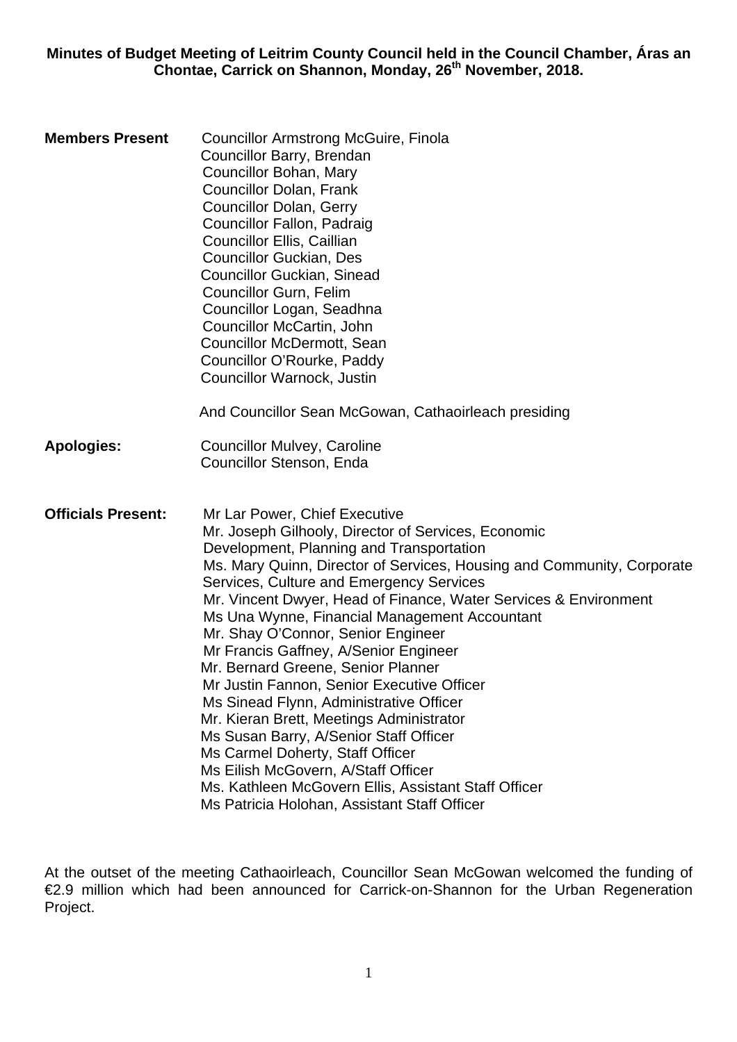**Minutes of Budget Meeting of Leitrim County Council held in the Council Chamber, Áras an Chontae, Carrick on Shannon, Monday, 26th November, 2018.**

**Members Present**

Councillor Armstrong McGuire, Finola
Councillor Barry, Brendan
Councillor Bohan, Mary
Councillor Dolan, Frank
Councillor Dolan, Gerry
Councillor Fallon, Padraig
Councillor Ellis, Caillian
Councillor Guckian, Des
Councillor Guckian, Sinead
Councillor Gurn, Felim
Councillor Logan, Seadhna
Councillor McCartin, John
Councillor McDermott, Sean
Councillor O'Rourke, Paddy
Councillor Warnock, Justin

And Councillor Sean McGowan, Cathaoirleach presiding

**Apologies:**

Councillor Mulvey, Caroline
Councillor Stenson, Enda

**Officials Present:**

Mr Lar Power, Chief Executive
Mr. Joseph Gilhooly, Director of Services, Economic Development, Planning and Transportation
Ms. Mary Quinn, Director of Services, Housing and Community, Corporate Services, Culture and Emergency Services
Mr. Vincent Dwyer, Head of Finance, Water Services & Environment
Ms Una Wynne, Financial Management Accountant
Mr. Shay O'Connor, Senior Engineer
Mr Francis Gaffney, A/Senior Engineer
Mr. Bernard Greene, Senior Planner
Mr Justin Fannon, Senior Executive Officer
Ms Sinead Flynn, Administrative Officer
Mr. Kieran Brett, Meetings Administrator
Ms Susan Barry, A/Senior Staff Officer
Ms Carmel Doherty, Staff Officer
Ms Eilish McGovern, A/Staff Officer
Ms. Kathleen McGovern Ellis, Assistant Staff Officer
Ms Patricia Holohan, Assistant Staff Officer

At the outset of the meeting Cathaoirleach, Councillor Sean McGowan welcomed the funding of €2.9 million which had been announced for Carrick-on-Shannon for the Urban Regeneration Project.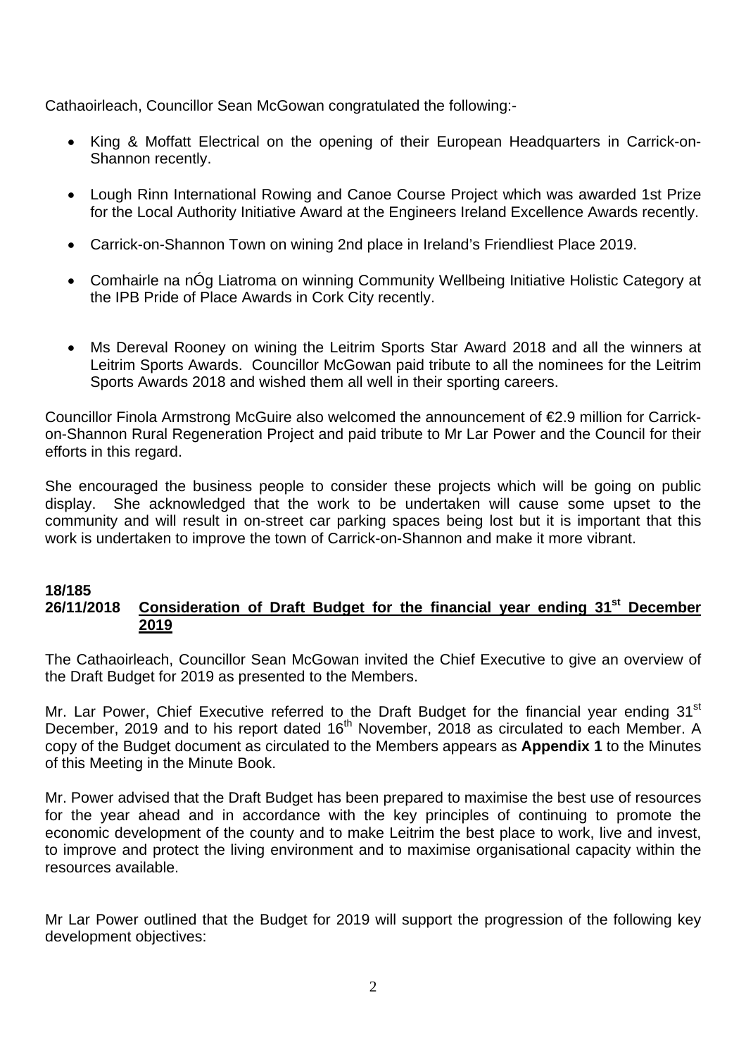Cathaoirleach, Councillor Sean McGowan congratulated the following:-

- King & Moffatt Electrical on the opening of their European Headquarters in Carrick-on-Shannon recently.
- Lough Rinn International Rowing and Canoe Course Project which was awarded 1st Prize for the Local Authority Initiative Award at the Engineers Ireland Excellence Awards recently.
- Carrick-on-Shannon Town on wining 2nd place in Ireland's Friendliest Place 2019.
- Comhairle na nÓg Liatroma on winning Community Wellbeing Initiative Holistic Category at the IPB Pride of Place Awards in Cork City recently.
- Ms Dereval Rooney on wining the Leitrim Sports Star Award 2018 and all the winners at Leitrim Sports Awards. Councillor McGowan paid tribute to all the nominees for the Leitrim Sports Awards 2018 and wished them all well in their sporting careers.

Councillor Finola Armstrong McGuire also welcomed the announcement of €2.9 million for Carrick-on-Shannon Rural Regeneration Project and paid tribute to Mr Lar Power and the Council for their efforts in this regard.

She encouraged the business people to consider these projects which will be going on public display. She acknowledged that the work to be undertaken will cause some upset to the community and will result in on-street car parking spaces being lost but it is important that this work is undertaken to improve the town of Carrick-on-Shannon and make it more vibrant.

**18/185**
**26/11/2018** **Consideration of Draft Budget for the financial year ending 31st December 2019**

The Cathaoirleach, Councillor Sean McGowan invited the Chief Executive to give an overview of the Draft Budget for 2019 as presented to the Members.

Mr. Lar Power, Chief Executive referred to the Draft Budget for the financial year ending 31st December, 2019 and to his report dated 16th November, 2018 as circulated to each Member. A copy of the Budget document as circulated to the Members appears as **Appendix 1** to the Minutes of this Meeting in the Minute Book.

Mr. Power advised that the Draft Budget has been prepared to maximise the best use of resources for the year ahead and in accordance with the key principles of continuing to promote the economic development of the county and to make Leitrim the best place to work, live and invest, to improve and protect the living environment and to maximise organisational capacity within the resources available.

Mr Lar Power outlined that the Budget for 2019 will support the progression of the following key development objectives: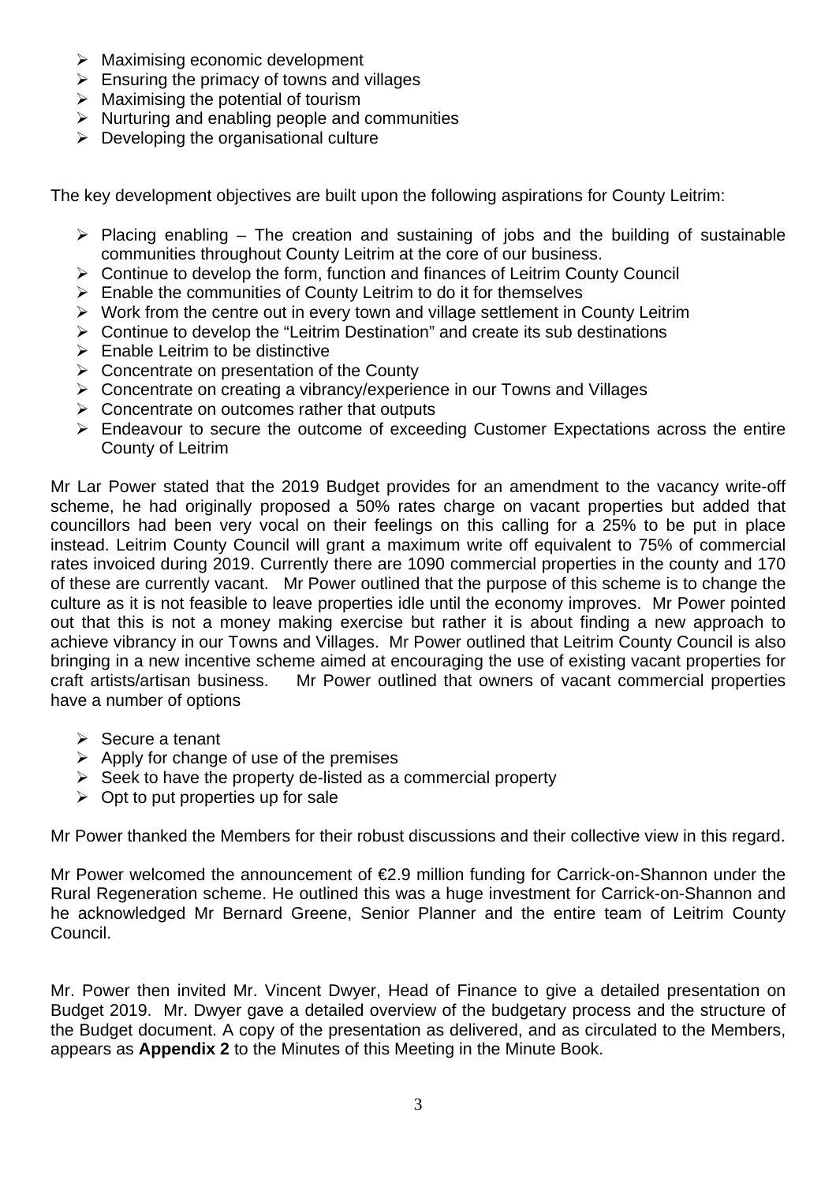- Maximising economic development
- Ensuring the primacy of towns and villages
- Maximising the potential of tourism
- Nurturing and enabling people and communities
- Developing the organisational culture

The key development objectives are built upon the following aspirations for County Leitrim:

- Placing enabling – The creation and sustaining of jobs and the building of sustainable communities throughout County Leitrim at the core of our business.
- Continue to develop the form, function and finances of Leitrim County Council
- Enable the communities of County Leitrim to do it for themselves
- Work from the centre out in every town and village settlement in County Leitrim
- Continue to develop the "Leitrim Destination" and create its sub destinations
- Enable Leitrim to be distinctive
- Concentrate on presentation of the County
- Concentrate on creating a vibrancy/experience in our Towns and Villages
- Concentrate on outcomes rather that outputs
- Endeavour to secure the outcome of exceeding Customer Expectations across the entire County of Leitrim

Mr Lar Power stated that the 2019 Budget provides for an amendment to the vacancy write-off scheme, he had originally proposed a 50% rates charge on vacant properties but added that councillors had been very vocal on their feelings on this calling for a 25% to be put in place instead. Leitrim County Council will grant a maximum write off equivalent to 75% of commercial rates invoiced during 2019. Currently there are 1090 commercial properties in the county and 170 of these are currently vacant. Mr Power outlined that the purpose of this scheme is to change the culture as it is not feasible to leave properties idle until the economy improves. Mr Power pointed out that this is not a money making exercise but rather it is about finding a new approach to achieve vibrancy in our Towns and Villages. Mr Power outlined that Leitrim County Council is also bringing in a new incentive scheme aimed at encouraging the use of existing vacant properties for craft artists/artisan business. Mr Power outlined that owners of vacant commercial properties have a number of options

- Secure a tenant
- Apply for change of use of the premises
- Seek to have the property de-listed as a commercial property
- Opt to put properties up for sale

Mr Power thanked the Members for their robust discussions and their collective view in this regard.

Mr Power welcomed the announcement of €2.9 million funding for Carrick-on-Shannon under the Rural Regeneration scheme. He outlined this was a huge investment for Carrick-on-Shannon and he acknowledged Mr Bernard Greene, Senior Planner and the entire team of Leitrim County Council.

Mr. Power then invited Mr. Vincent Dwyer, Head of Finance to give a detailed presentation on Budget 2019. Mr. Dwyer gave a detailed overview of the budgetary process and the structure of the Budget document. A copy of the presentation as delivered, and as circulated to the Members, appears as **Appendix 2** to the Minutes of this Meeting in the Minute Book.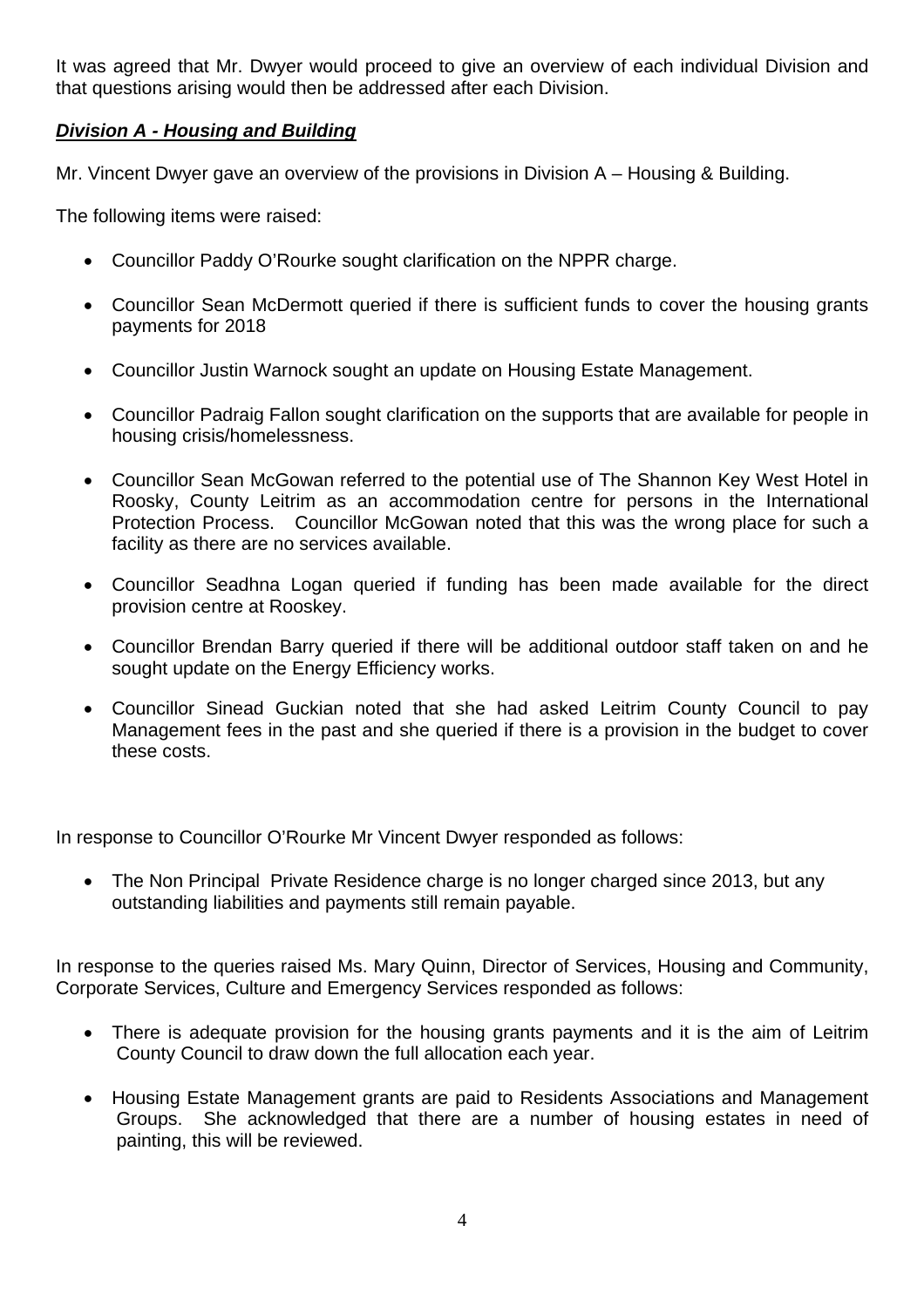It was agreed that Mr. Dwyer would proceed to give an overview of each individual Division and that questions arising would then be addressed after each Division.

***Division A - Housing and Building***

Mr. Vincent Dwyer gave an overview of the provisions in Division A – Housing & Building.

The following items were raised:

- Councillor Paddy O'Rourke sought clarification on the NPPR charge.
- Councillor Sean McDermott queried if there is sufficient funds to cover the housing grants payments for 2018
- Councillor Justin Warnock sought an update on Housing Estate Management.
- Councillor Padraig Fallon sought clarification on the supports that are available for people in housing crisis/homelessness.
- Councillor Sean McGowan referred to the potential use of The Shannon Key West Hotel in Roosky, County Leitrim as an accommodation centre for persons in the International Protection Process. Councillor McGowan noted that this was the wrong place for such a facility as there are no services available.
- Councillor Seadhna Logan queried if funding has been made available for the direct provision centre at Rooskey.
- Councillor Brendan Barry queried if there will be additional outdoor staff taken on and he sought update on the Energy Efficiency works.
- Councillor Sinead Guckian noted that she had asked Leitrim County Council to pay Management fees in the past and she queried if there is a provision in the budget to cover these costs.

In response to Councillor O'Rourke Mr Vincent Dwyer responded as follows:

- The Non Principal Private Residence charge is no longer charged since 2013, but any outstanding liabilities and payments still remain payable.

In response to the queries raised Ms. Mary Quinn, Director of Services, Housing and Community, Corporate Services, Culture and Emergency Services responded as follows:

- There is adequate provision for the housing grants payments and it is the aim of Leitrim County Council to draw down the full allocation each year.
- Housing Estate Management grants are paid to Residents Associations and Management Groups. She acknowledged that there are a number of housing estates in need of painting, this will be reviewed.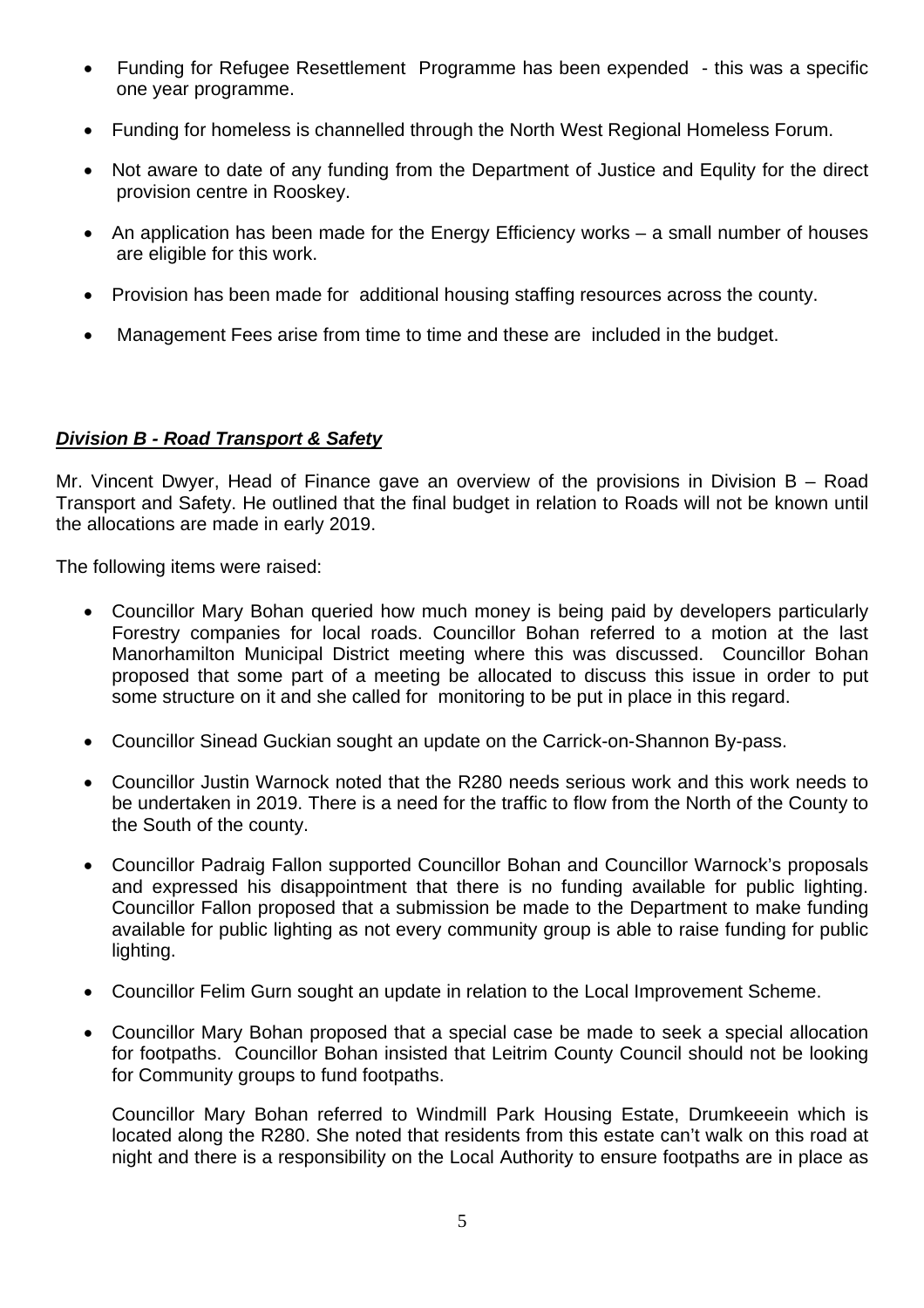- Funding for Refugee Resettlement Programme has been expended - this was a specific one year programme.
- Funding for homeless is channelled through the North West Regional Homeless Forum.
- Not aware to date of any funding from the Department of Justice and Equlity for the direct provision centre in Rooskey.
- An application has been made for the Energy Efficiency works – a small number of houses are eligible for this work.
- Provision has been made for additional housing staffing resources across the county.
- Management Fees arise from time to time and these are included in the budget.

***Division B - Road Transport & Safety***

Mr. Vincent Dwyer, Head of Finance gave an overview of the provisions in Division B – Road Transport and Safety. He outlined that the final budget in relation to Roads will not be known until the allocations are made in early 2019.

The following items were raised:

- Councillor Mary Bohan queried how much money is being paid by developers particularly Forestry companies for local roads. Councillor Bohan referred to a motion at the last Manorhamilton Municipal District meeting where this was discussed. Councillor Bohan proposed that some part of a meeting be allocated to discuss this issue in order to put some structure on it and she called for monitoring to be put in place in this regard.
- Councillor Sinead Guckian sought an update on the Carrick-on-Shannon By-pass.
- Councillor Justin Warnock noted that the R280 needs serious work and this work needs to be undertaken in 2019. There is a need for the traffic to flow from the North of the County to the South of the county.
- Councillor Padraig Fallon supported Councillor Bohan and Councillor Warnock's proposals and expressed his disappointment that there is no funding available for public lighting. Councillor Fallon proposed that a submission be made to the Department to make funding available for public lighting as not every community group is able to raise funding for public lighting.
- Councillor Felim Gurn sought an update in relation to the Local Improvement Scheme.
- Councillor Mary Bohan proposed that a special case be made to seek a special allocation for footpaths. Councillor Bohan insisted that Leitrim County Council should not be looking for Community groups to fund footpaths.

  Councillor Mary Bohan referred to Windmill Park Housing Estate, Drumkeeein which is located along the R280. She noted that residents from this estate can't walk on this road at night and there is a responsibility on the Local Authority to ensure footpaths are in place as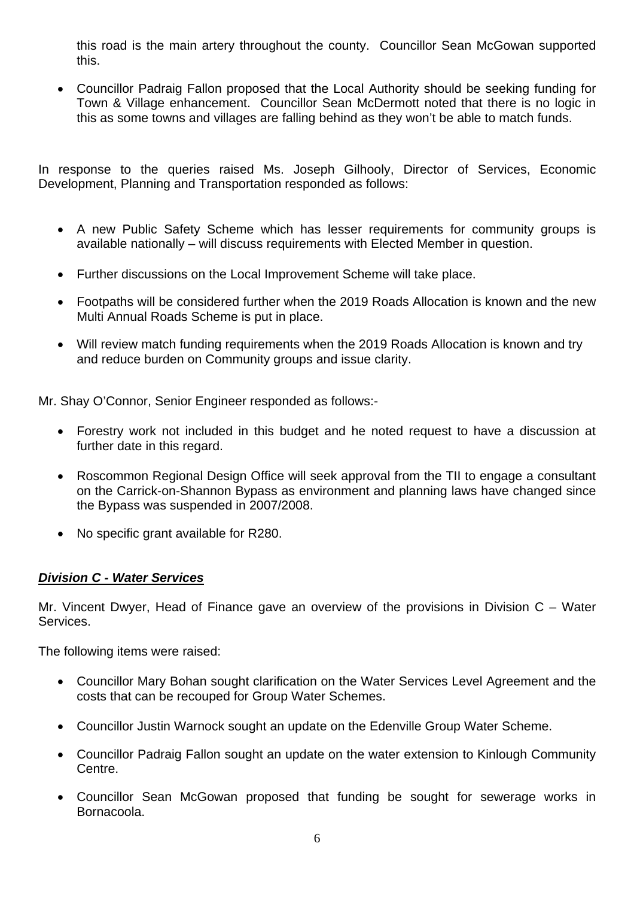this road is the main artery throughout the county. Councillor Sean McGowan supported this.

- Councillor Padraig Fallon proposed that the Local Authority should be seeking funding for Town & Village enhancement. Councillor Sean McDermott noted that there is no logic in this as some towns and villages are falling behind as they won't be able to match funds.

In response to the queries raised Ms. Joseph Gilhooly, Director of Services, Economic Development, Planning and Transportation responded as follows:

- A new Public Safety Scheme which has lesser requirements for community groups is available nationally – will discuss requirements with Elected Member in question.
- Further discussions on the Local Improvement Scheme will take place.
- Footpaths will be considered further when the 2019 Roads Allocation is known and the new Multi Annual Roads Scheme is put in place.
- Will review match funding requirements when the 2019 Roads Allocation is known and try and reduce burden on Community groups and issue clarity.

Mr. Shay O'Connor, Senior Engineer responded as follows:-

- Forestry work not included in this budget and he noted request to have a discussion at further date in this regard.
- Roscommon Regional Design Office will seek approval from the TII to engage a consultant on the Carrick-on-Shannon Bypass as environment and planning laws have changed since the Bypass was suspended in 2007/2008.
- No specific grant available for R280.

***Division C - Water Services***

Mr. Vincent Dwyer, Head of Finance gave an overview of the provisions in Division C – Water Services.

The following items were raised:

- Councillor Mary Bohan sought clarification on the Water Services Level Agreement and the costs that can be recouped for Group Water Schemes.
- Councillor Justin Warnock sought an update on the Edenville Group Water Scheme.
- Councillor Padraig Fallon sought an update on the water extension to Kinlough Community Centre.
- Councillor Sean McGowan proposed that funding be sought for sewerage works in Bornacoola.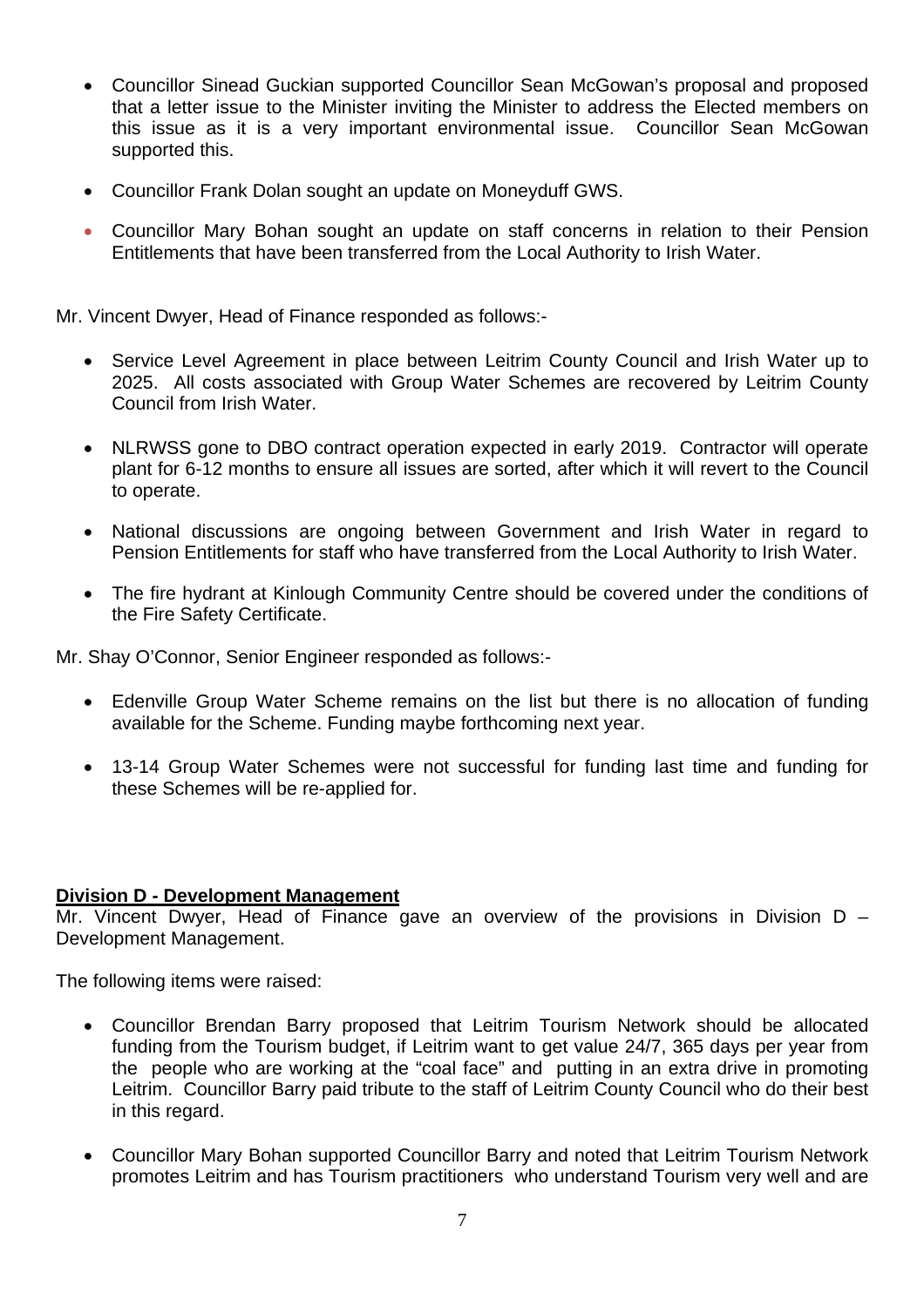- Councillor Sinead Guckian supported Councillor Sean McGowan's proposal and proposed that a letter issue to the Minister inviting the Minister to address the Elected members on this issue as it is a very important environmental issue. Councillor Sean McGowan supported this.

- Councillor Frank Dolan sought an update on Moneyduff GWS.

- Councillor Mary Bohan sought an update on staff concerns in relation to their Pension Entitlements that have been transferred from the Local Authority to Irish Water.

Mr. Vincent Dwyer, Head of Finance responded as follows:-

- Service Level Agreement in place between Leitrim County Council and Irish Water up to 2025. All costs associated with Group Water Schemes are recovered by Leitrim County Council from Irish Water.

- NLRWSS gone to DBO contract operation expected in early 2019. Contractor will operate plant for 6-12 months to ensure all issues are sorted, after which it will revert to the Council to operate.

- National discussions are ongoing between Government and Irish Water in regard to Pension Entitlements for staff who have transferred from the Local Authority to Irish Water.

- The fire hydrant at Kinlough Community Centre should be covered under the conditions of the Fire Safety Certificate.

Mr. Shay O'Connor, Senior Engineer responded as follows:-

- Edenville Group Water Scheme remains on the list but there is no allocation of funding available for the Scheme. Funding maybe forthcoming next year.

- 13-14 Group Water Schemes were not successful for funding last time and funding for these Schemes will be re-applied for.

**Division D - Development Management**

Mr. Vincent Dwyer, Head of Finance gave an overview of the provisions in Division D – Development Management.

The following items were raised:

- Councillor Brendan Barry proposed that Leitrim Tourism Network should be allocated funding from the Tourism budget, if Leitrim want to get value 24/7, 365 days per year from the people who are working at the "coal face" and putting in an extra drive in promoting Leitrim. Councillor Barry paid tribute to the staff of Leitrim County Council who do their best in this regard.

- Councillor Mary Bohan supported Councillor Barry and noted that Leitrim Tourism Network promotes Leitrim and has Tourism practitioners who understand Tourism very well and are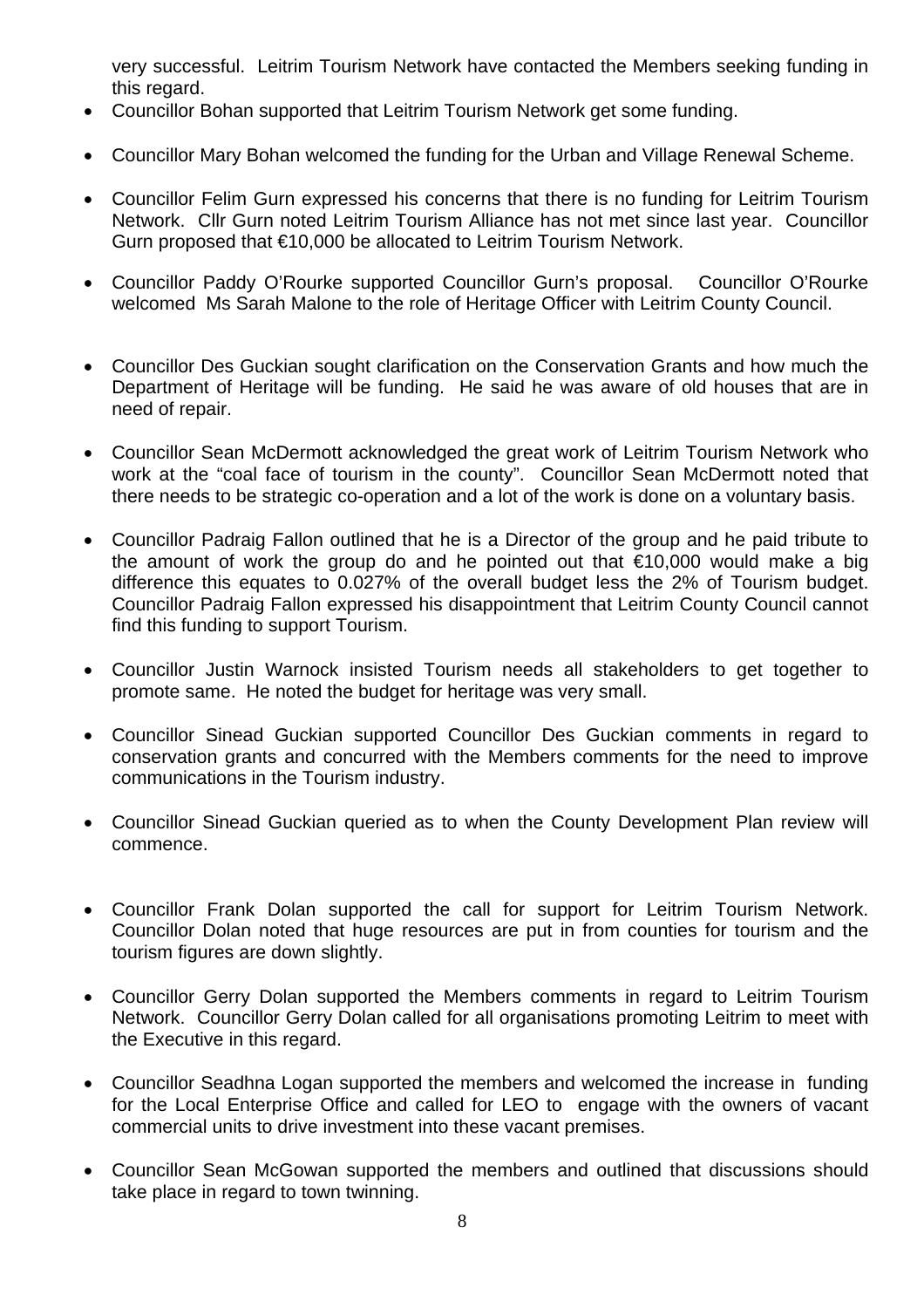very successful. Leitrim Tourism Network have contacted the Members seeking funding in this regard.

- Councillor Bohan supported that Leitrim Tourism Network get some funding.
- Councillor Mary Bohan welcomed the funding for the Urban and Village Renewal Scheme.
- Councillor Felim Gurn expressed his concerns that there is no funding for Leitrim Tourism Network. Cllr Gurn noted Leitrim Tourism Alliance has not met since last year. Councillor Gurn proposed that €10,000 be allocated to Leitrim Tourism Network.
- Councillor Paddy O'Rourke supported Councillor Gurn's proposal. Councillor O'Rourke welcomed Ms Sarah Malone to the role of Heritage Officer with Leitrim County Council.
- Councillor Des Guckian sought clarification on the Conservation Grants and how much the Department of Heritage will be funding. He said he was aware of old houses that are in need of repair.
- Councillor Sean McDermott acknowledged the great work of Leitrim Tourism Network who work at the "coal face of tourism in the county". Councillor Sean McDermott noted that there needs to be strategic co-operation and a lot of the work is done on a voluntary basis.
- Councillor Padraig Fallon outlined that he is a Director of the group and he paid tribute to the amount of work the group do and he pointed out that €10,000 would make a big difference this equates to 0.027% of the overall budget less the 2% of Tourism budget. Councillor Padraig Fallon expressed his disappointment that Leitrim County Council cannot find this funding to support Tourism.
- Councillor Justin Warnock insisted Tourism needs all stakeholders to get together to promote same. He noted the budget for heritage was very small.
- Councillor Sinead Guckian supported Councillor Des Guckian comments in regard to conservation grants and concurred with the Members comments for the need to improve communications in the Tourism industry.
- Councillor Sinead Guckian queried as to when the County Development Plan review will commence.
- Councillor Frank Dolan supported the call for support for Leitrim Tourism Network. Councillor Dolan noted that huge resources are put in from counties for tourism and the tourism figures are down slightly.
- Councillor Gerry Dolan supported the Members comments in regard to Leitrim Tourism Network. Councillor Gerry Dolan called for all organisations promoting Leitrim to meet with the Executive in this regard.
- Councillor Seadhna Logan supported the members and welcomed the increase in funding for the Local Enterprise Office and called for LEO to engage with the owners of vacant commercial units to drive investment into these vacant premises.
- Councillor Sean McGowan supported the members and outlined that discussions should take place in regard to town twinning.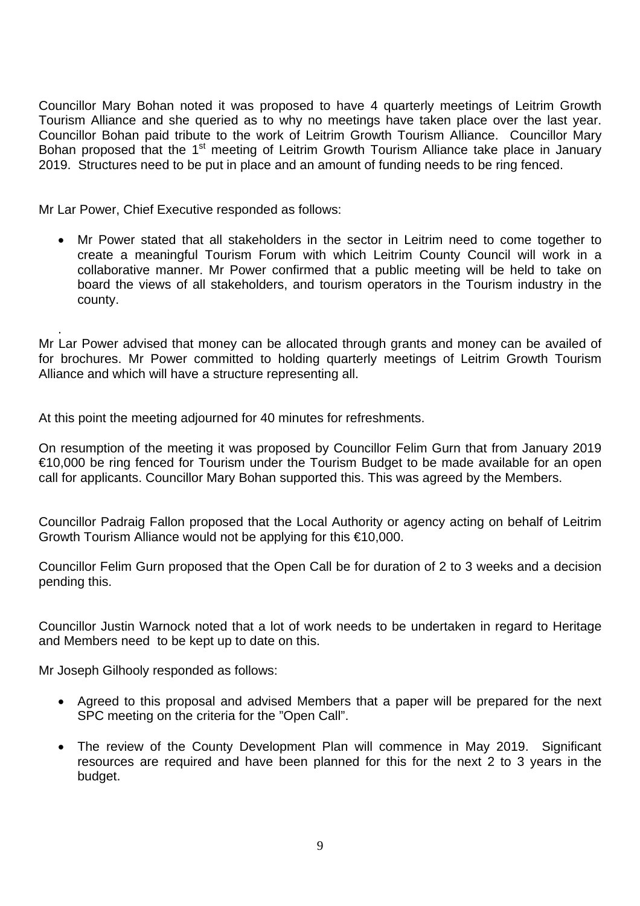Councillor Mary Bohan noted it was proposed to have 4 quarterly meetings of Leitrim Growth Tourism Alliance and she queried as to why no meetings have taken place over the last year. Councillor Bohan paid tribute to the work of Leitrim Growth Tourism Alliance. Councillor Mary Bohan proposed that the 1st meeting of Leitrim Growth Tourism Alliance take place in January 2019. Structures need to be put in place and an amount of funding needs to be ring fenced.

Mr Lar Power, Chief Executive responded as follows:

- Mr Power stated that all stakeholders in the sector in Leitrim need to come together to create a meaningful Tourism Forum with which Leitrim County Council will work in a collaborative manner. Mr Power confirmed that a public meeting will be held to take on board the views of all stakeholders, and tourism operators in the Tourism industry in the county.

.

Mr Lar Power advised that money can be allocated through grants and money can be availed of for brochures. Mr Power committed to holding quarterly meetings of Leitrim Growth Tourism Alliance and which will have a structure representing all.

At this point the meeting adjourned for 40 minutes for refreshments.

On resumption of the meeting it was proposed by Councillor Felim Gurn that from January 2019 €10,000 be ring fenced for Tourism under the Tourism Budget to be made available for an open call for applicants. Councillor Mary Bohan supported this. This was agreed by the Members.

Councillor Padraig Fallon proposed that the Local Authority or agency acting on behalf of Leitrim Growth Tourism Alliance would not be applying for this €10,000.

Councillor Felim Gurn proposed that the Open Call be for duration of 2 to 3 weeks and a decision pending this.

Councillor Justin Warnock noted that a lot of work needs to be undertaken in regard to Heritage and Members need to be kept up to date on this.

Mr Joseph Gilhooly responded as follows:

- Agreed to this proposal and advised Members that a paper will be prepared for the next SPC meeting on the criteria for the "Open Call".
- The review of the County Development Plan will commence in May 2019. Significant resources are required and have been planned for this for the next 2 to 3 years in the budget.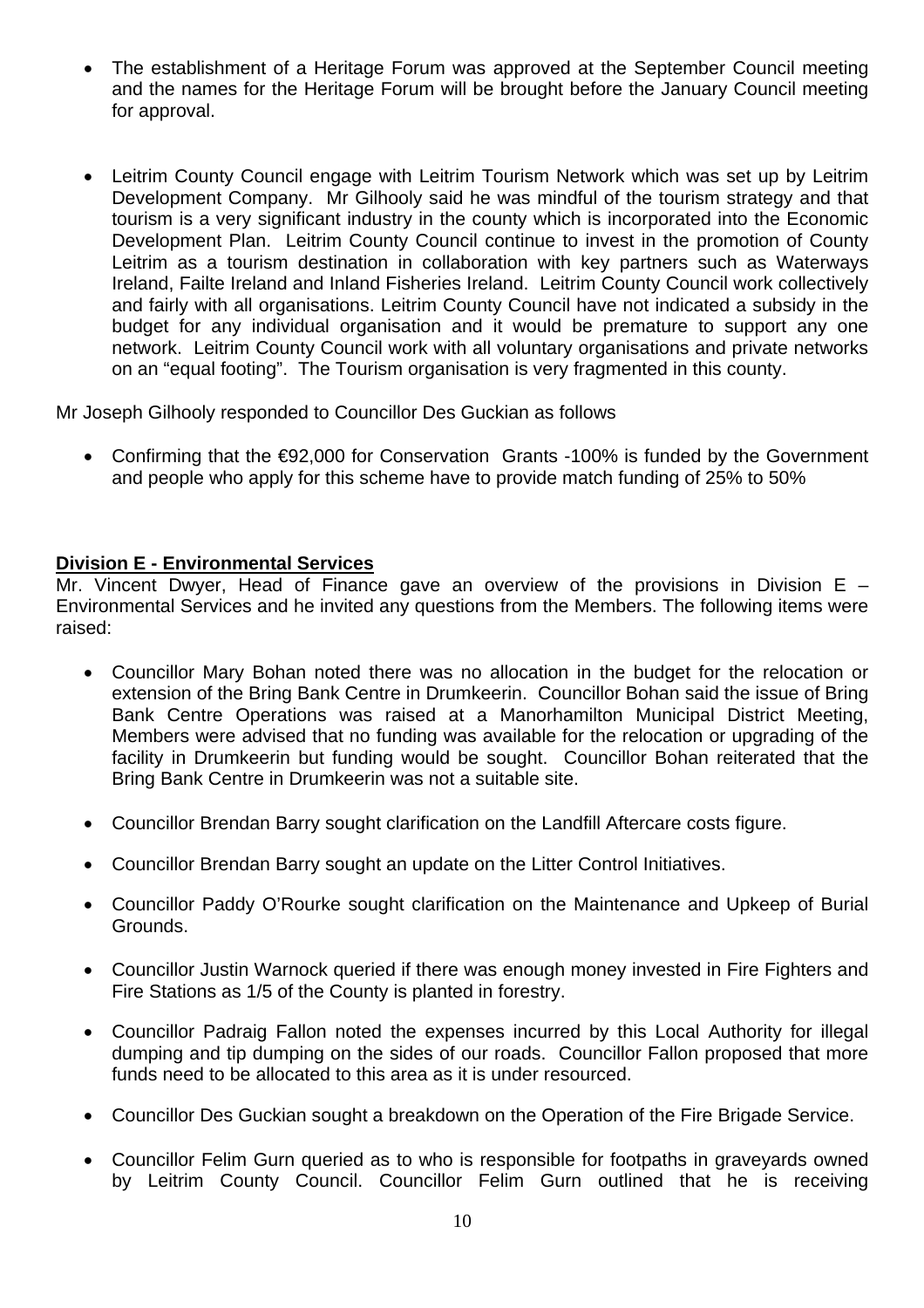- The establishment of a Heritage Forum was approved at the September Council meeting and the names for the Heritage Forum will be brought before the January Council meeting for approval.

- Leitrim County Council engage with Leitrim Tourism Network which was set up by Leitrim Development Company. Mr Gilhooly said he was mindful of the tourism strategy and that tourism is a very significant industry in the county which is incorporated into the Economic Development Plan. Leitrim County Council continue to invest in the promotion of County Leitrim as a tourism destination in collaboration with key partners such as Waterways Ireland, Failte Ireland and Inland Fisheries Ireland. Leitrim County Council work collectively and fairly with all organisations. Leitrim County Council have not indicated a subsidy in the budget for any individual organisation and it would be premature to support any one network. Leitrim County Council work with all voluntary organisations and private networks on an "equal footing". The Tourism organisation is very fragmented in this county.

Mr Joseph Gilhooly responded to Councillor Des Guckian as follows

- Confirming that the €92,000 for Conservation Grants -100% is funded by the Government and people who apply for this scheme have to provide match funding of 25% to 50%

**Division E - Environmental Services**

Mr. Vincent Dwyer, Head of Finance gave an overview of the provisions in Division E – Environmental Services and he invited any questions from the Members. The following items were raised:

- Councillor Mary Bohan noted there was no allocation in the budget for the relocation or extension of the Bring Bank Centre in Drumkeerin. Councillor Bohan said the issue of Bring Bank Centre Operations was raised at a Manorhamilton Municipal District Meeting, Members were advised that no funding was available for the relocation or upgrading of the facility in Drumkeerin but funding would be sought. Councillor Bohan reiterated that the Bring Bank Centre in Drumkeerin was not a suitable site.

- Councillor Brendan Barry sought clarification on the Landfill Aftercare costs figure.

- Councillor Brendan Barry sought an update on the Litter Control Initiatives.

- Councillor Paddy O'Rourke sought clarification on the Maintenance and Upkeep of Burial Grounds.

- Councillor Justin Warnock queried if there was enough money invested in Fire Fighters and Fire Stations as 1/5 of the County is planted in forestry.

- Councillor Padraig Fallon noted the expenses incurred by this Local Authority for illegal dumping and tip dumping on the sides of our roads. Councillor Fallon proposed that more funds need to be allocated to this area as it is under resourced.

- Councillor Des Guckian sought a breakdown on the Operation of the Fire Brigade Service.

- Councillor Felim Gurn queried as to who is responsible for footpaths in graveyards owned by Leitrim County Council. Councillor Felim Gurn outlined that he is receiving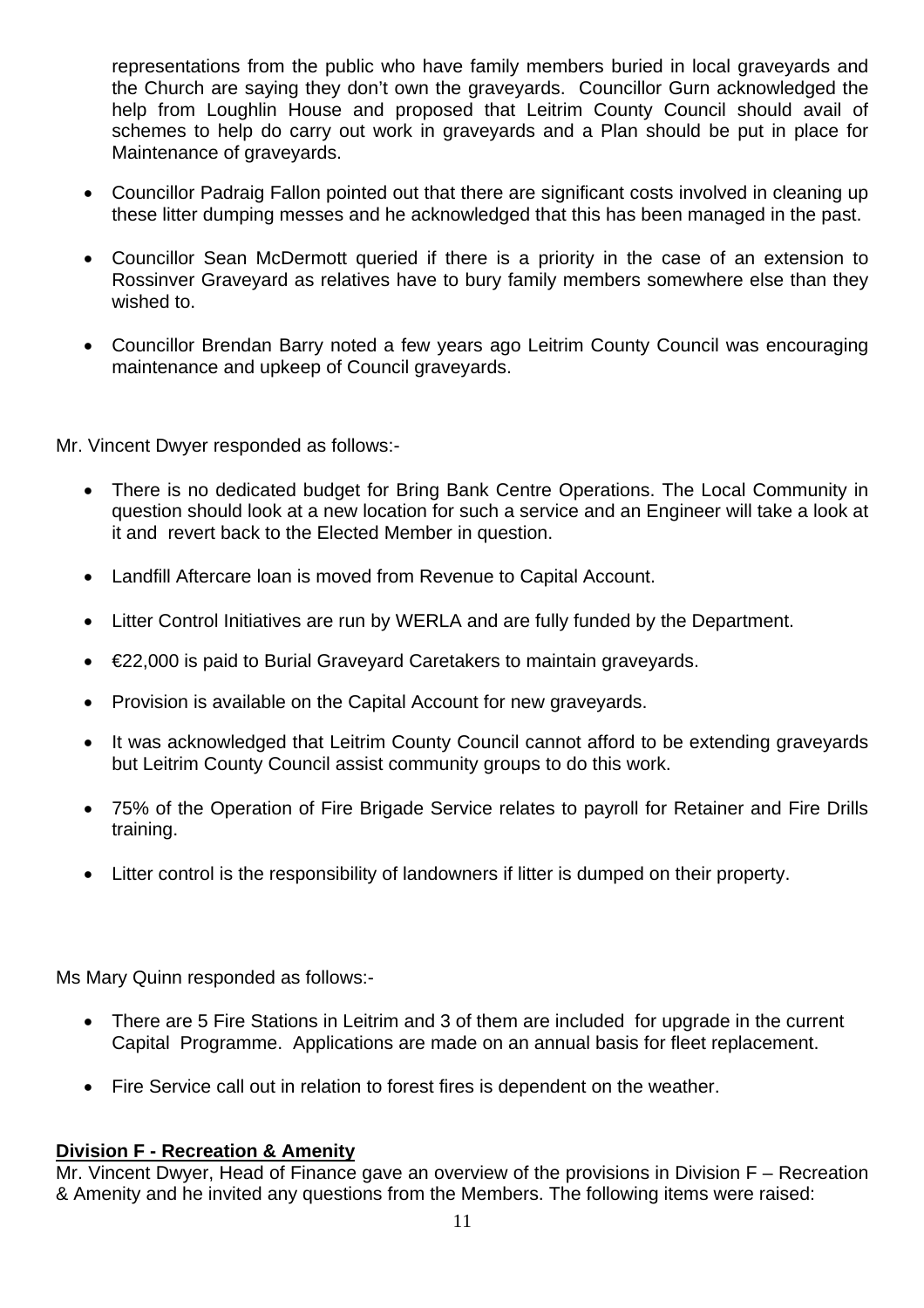representations from the public who have family members buried in local graveyards and the Church are saying they don't own the graveyards. Councillor Gurn acknowledged the help from Loughlin House and proposed that Leitrim County Council should avail of schemes to help do carry out work in graveyards and a Plan should be put in place for Maintenance of graveyards.

- Councillor Padraig Fallon pointed out that there are significant costs involved in cleaning up these litter dumping messes and he acknowledged that this has been managed in the past.
- Councillor Sean McDermott queried if there is a priority in the case of an extension to Rossinver Graveyard as relatives have to bury family members somewhere else than they wished to.
- Councillor Brendan Barry noted a few years ago Leitrim County Council was encouraging maintenance and upkeep of Council graveyards.

Mr. Vincent Dwyer responded as follows:-

- There is no dedicated budget for Bring Bank Centre Operations. The Local Community in question should look at a new location for such a service and an Engineer will take a look at it and revert back to the Elected Member in question.
- Landfill Aftercare loan is moved from Revenue to Capital Account.
- Litter Control Initiatives are run by WERLA and are fully funded by the Department.
- €22,000 is paid to Burial Graveyard Caretakers to maintain graveyards.
- Provision is available on the Capital Account for new graveyards.
- It was acknowledged that Leitrim County Council cannot afford to be extending graveyards but Leitrim County Council assist community groups to do this work.
- 75% of the Operation of Fire Brigade Service relates to payroll for Retainer and Fire Drills training.
- Litter control is the responsibility of landowners if litter is dumped on their property.

Ms Mary Quinn responded as follows:-

- There are 5 Fire Stations in Leitrim and 3 of them are included for upgrade in the current Capital Programme. Applications are made on an annual basis for fleet replacement.
- Fire Service call out in relation to forest fires is dependent on the weather.

**Division F - Recreation & Amenity**

Mr. Vincent Dwyer, Head of Finance gave an overview of the provisions in Division F – Recreation & Amenity and he invited any questions from the Members. The following items were raised: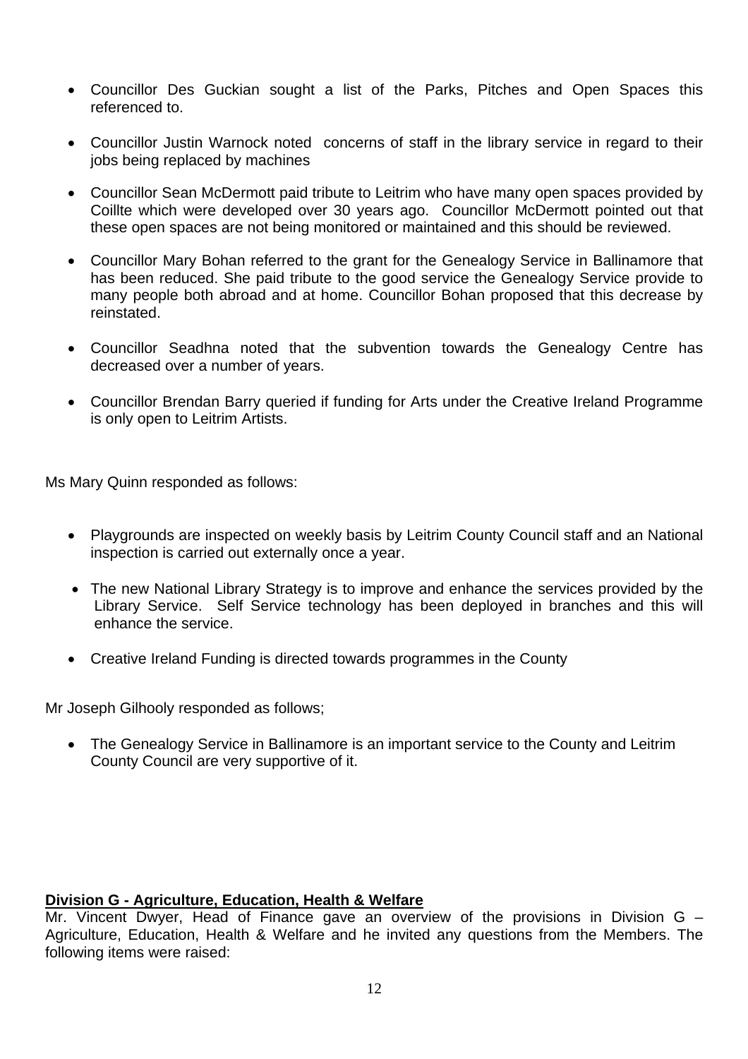- Councillor Des Guckian sought a list of the Parks, Pitches and Open Spaces this referenced to.
- Councillor Justin Warnock noted concerns of staff in the library service in regard to their jobs being replaced by machines
- Councillor Sean McDermott paid tribute to Leitrim who have many open spaces provided by Coillte which were developed over 30 years ago. Councillor McDermott pointed out that these open spaces are not being monitored or maintained and this should be reviewed.
- Councillor Mary Bohan referred to the grant for the Genealogy Service in Ballinamore that has been reduced. She paid tribute to the good service the Genealogy Service provide to many people both abroad and at home. Councillor Bohan proposed that this decrease by reinstated.
- Councillor Seadhna noted that the subvention towards the Genealogy Centre has decreased over a number of years.
- Councillor Brendan Barry queried if funding for Arts under the Creative Ireland Programme is only open to Leitrim Artists.

Ms Mary Quinn responded as follows:

- Playgrounds are inspected on weekly basis by Leitrim County Council staff and an National inspection is carried out externally once a year.
- The new National Library Strategy is to improve and enhance the services provided by the Library Service. Self Service technology has been deployed in branches and this will enhance the service.
- Creative Ireland Funding is directed towards programmes in the County

Mr Joseph Gilhooly responded as follows;

- The Genealogy Service in Ballinamore is an important service to the County and Leitrim County Council are very supportive of it.

**Division G - Agriculture, Education, Health & Welfare**

Mr. Vincent Dwyer, Head of Finance gave an overview of the provisions in Division G – Agriculture, Education, Health & Welfare and he invited any questions from the Members. The following items were raised: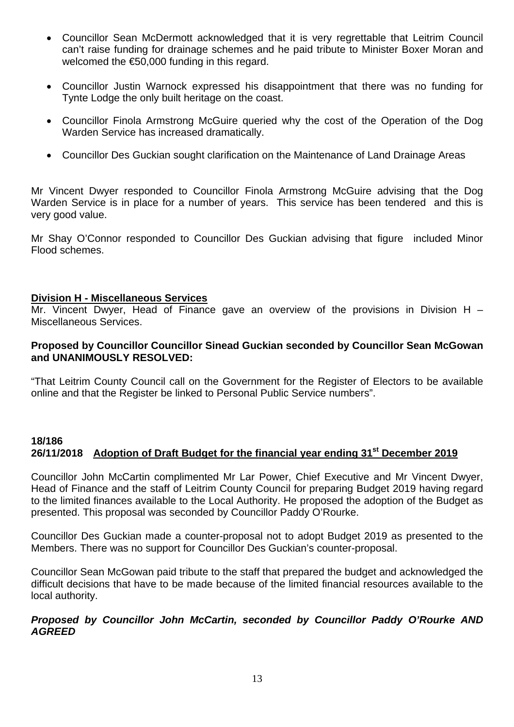- Councillor Sean McDermott acknowledged that it is very regrettable that Leitrim Council can't raise funding for drainage schemes and he paid tribute to Minister Boxer Moran and welcomed the €50,000 funding in this regard.

- Councillor Justin Warnock expressed his disappointment that there was no funding for Tynte Lodge the only built heritage on the coast.

- Councillor Finola Armstrong McGuire queried why the cost of the Operation of the Dog Warden Service has increased dramatically.

- Councillor Des Guckian sought clarification on the Maintenance of Land Drainage Areas

Mr Vincent Dwyer responded to Councillor Finola Armstrong McGuire advising that the Dog Warden Service is in place for a number of years. This service has been tendered and this is very good value.

Mr Shay O'Connor responded to Councillor Des Guckian advising that figure included Minor Flood schemes.

**Division H - Miscellaneous Services**

Mr. Vincent Dwyer, Head of Finance gave an overview of the provisions in Division H – Miscellaneous Services.

**Proposed by Councillor Councillor Sinead Guckian seconded by Councillor Sean McGowan and UNANIMOUSLY RESOLVED:**

"That Leitrim County Council call on the Government for the Register of Electors to be available online and that the Register be linked to Personal Public Service numbers".

**18/186**
**26/11/2018 Adoption of Draft Budget for the financial year ending 31st December 2019**

Councillor John McCartin complimented Mr Lar Power, Chief Executive and Mr Vincent Dwyer, Head of Finance and the staff of Leitrim County Council for preparing Budget 2019 having regard to the limited finances available to the Local Authority. He proposed the adoption of the Budget as presented. This proposal was seconded by Councillor Paddy O'Rourke.

Councillor Des Guckian made a counter-proposal not to adopt Budget 2019 as presented to the Members. There was no support for Councillor Des Guckian's counter-proposal.

Councillor Sean McGowan paid tribute to the staff that prepared the budget and acknowledged the difficult decisions that have to be made because of the limited financial resources available to the local authority.

***Proposed by Councillor John McCartin, seconded by Councillor Paddy O'Rourke AND AGREED***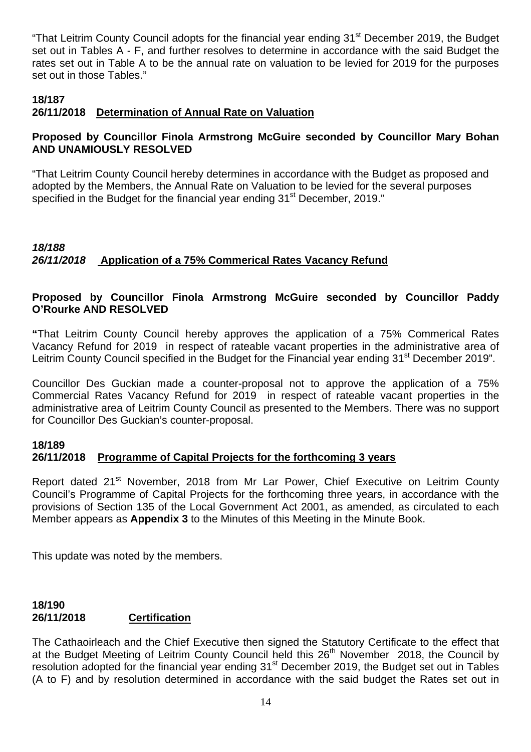"That Leitrim County Council adopts for the financial year ending 31st December 2019, the Budget set out in Tables A - F, and further resolves to determine in accordance with the said Budget the rates set out in Table A to be the annual rate on valuation to be levied for 2019 for the purposes set out in those Tables."

**18/187**
**26/11/2018 Determination of Annual Rate on Valuation**

**Proposed by Councillor Finola Armstrong McGuire seconded by Councillor Mary Bohan AND UNAMIOUSLY RESOLVED**

"That Leitrim County Council hereby determines in accordance with the Budget as proposed and adopted by the Members, the Annual Rate on Valuation to be levied for the several purposes specified in the Budget for the financial year ending 31st December, 2019."

***18/188***
***26/11/2018*** **Application of a 75% Commerical Rates Vacancy Refund**

**Proposed by Councillor Finola Armstrong McGuire seconded by Councillor Paddy O'Rourke AND RESOLVED**

**"**That Leitrim County Council hereby approves the application of a 75% Commerical Rates Vacancy Refund for 2019 in respect of rateable vacant properties in the administrative area of Leitrim County Council specified in the Budget for the Financial year ending 31st December 2019".

Councillor Des Guckian made a counter-proposal not to approve the application of a 75% Commercial Rates Vacancy Refund for 2019 in respect of rateable vacant properties in the administrative area of Leitrim County Council as presented to the Members. There was no support for Councillor Des Guckian's counter-proposal.

**18/189**
**26/11/2018 Programme of Capital Projects for the forthcoming 3 years**

Report dated 21st November, 2018 from Mr Lar Power, Chief Executive on Leitrim County Council's Programme of Capital Projects for the forthcoming three years, in accordance with the provisions of Section 135 of the Local Government Act 2001, as amended, as circulated to each Member appears as **Appendix 3** to the Minutes of this Meeting in the Minute Book.

This update was noted by the members.

**18/190**
**26/11/2018 Certification**

The Cathaoirleach and the Chief Executive then signed the Statutory Certificate to the effect that at the Budget Meeting of Leitrim County Council held this 26th November 2018, the Council by resolution adopted for the financial year ending 31st December 2019, the Budget set out in Tables (A to F) and by resolution determined in accordance with the said budget the Rates set out in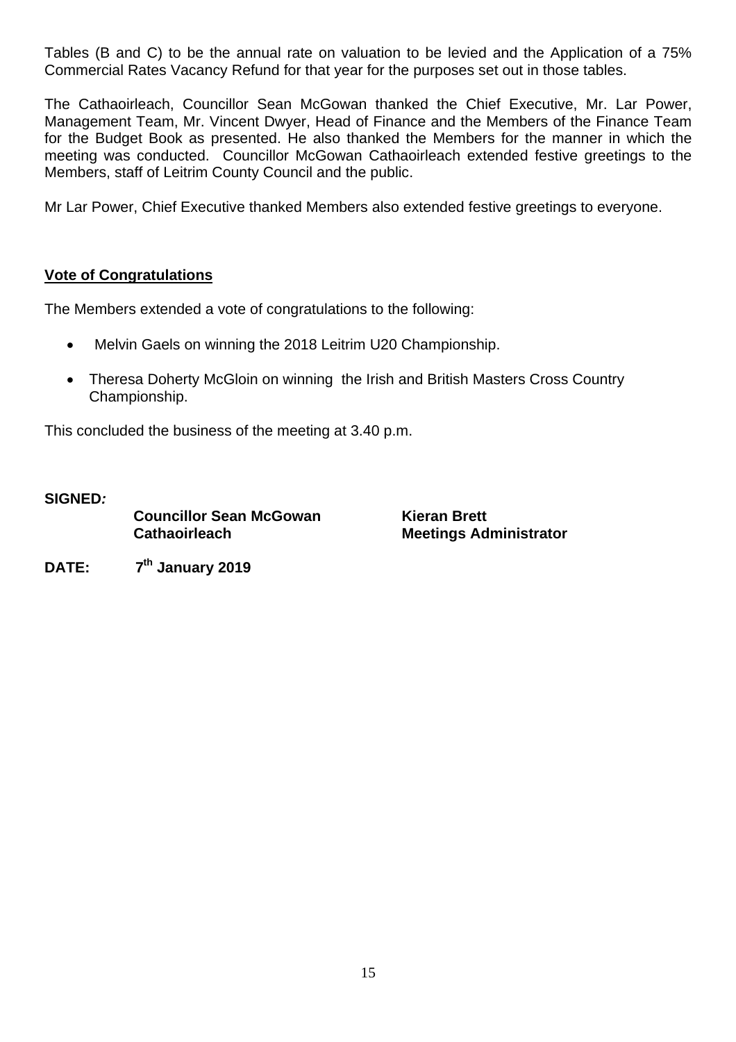Tables (B and C) to be the annual rate on valuation to be levied and the Application of a 75% Commercial Rates Vacancy Refund for that year for the purposes set out in those tables.

The Cathaoirleach, Councillor Sean McGowan thanked the Chief Executive, Mr. Lar Power, Management Team, Mr. Vincent Dwyer, Head of Finance and the Members of the Finance Team for the Budget Book as presented. He also thanked the Members for the manner in which the meeting was conducted. Councillor McGowan Cathaoirleach extended festive greetings to the Members, staff of Leitrim County Council and the public.

Mr Lar Power, Chief Executive thanked Members also extended festive greetings to everyone.

**Vote of Congratulations**

The Members extended a vote of congratulations to the following:

- Melvin Gaels on winning the 2018 Leitrim U20 Championship.
- Theresa Doherty McGloin on winning the Irish and British Masters Cross Country Championship.

This concluded the business of the meeting at 3.40 p.m.

**SIGNED:**

| | |
|---|---|
| **Councillor Sean McGowan** | **Kieran Brett** |
| **Cathaoirleach** | **Meetings Administrator** |

**DATE:** **7th January 2019**